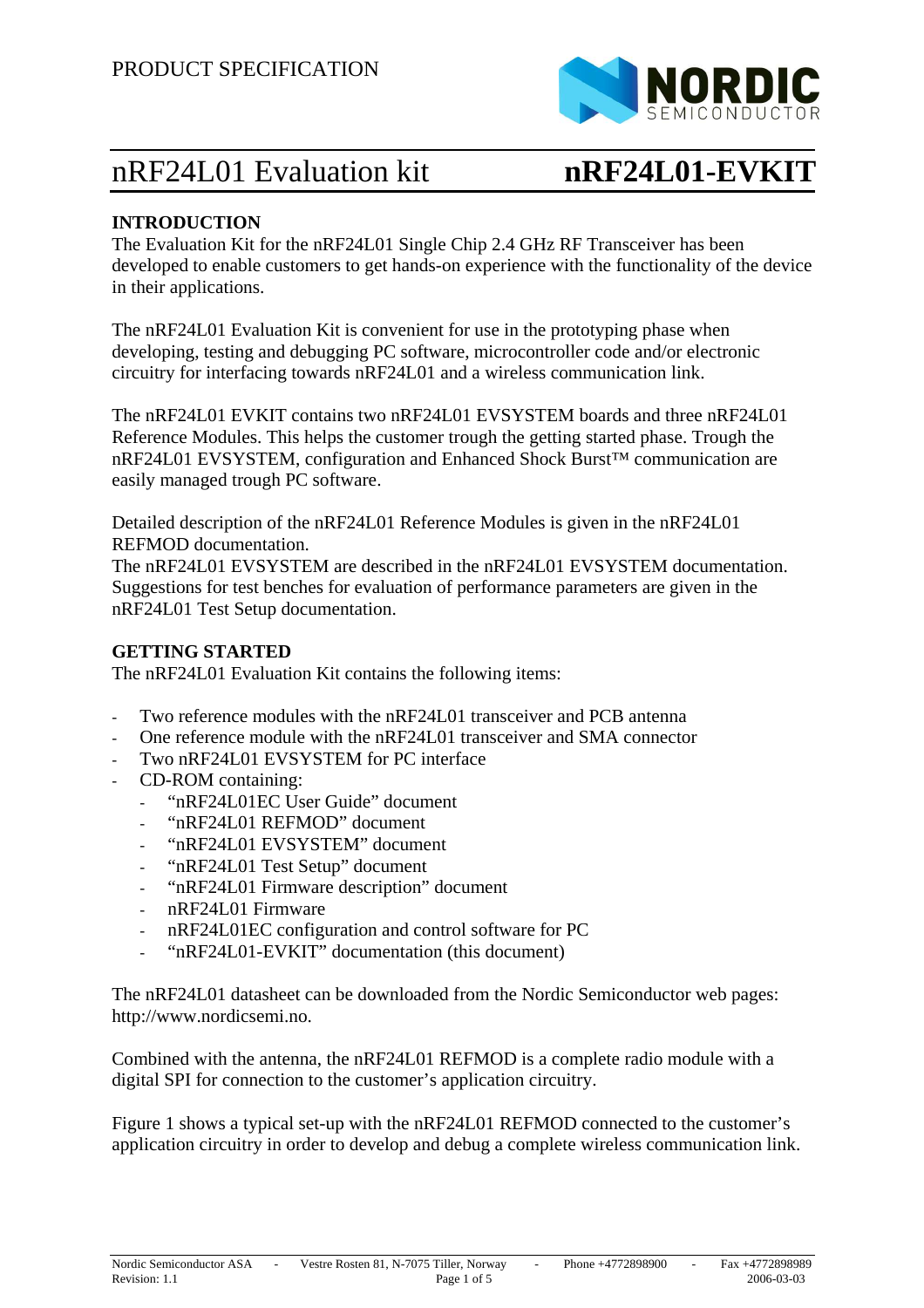PRODUCT SPECIFICATION

# nRF24L01 Evaluation kit **nRF24L01-EVKIT**

## INTRODUCTION

The Evaluation Kit for the nRF24L01 Single Chip 2.4 GHz RF Transceiver has been developed to enable customers to get hands-on experience with the functionality of the device in their applications.

The nRF24L01 Evaluation Kit is convenient for use in the prototyping phase when developing, testing and debugging PC software, microcontroller code and/or electronic circuitry for interfacing towards nRF24L01 and a wireless communication link.

The nRF24L01 EVKIT contains two nRF24L01 EVSYSTEM boards and three nRF24L01 Reference Modules. This helps the customer trough the getting started phase. Trough the nRF24L01 EVSYSTEM, configuration and Enhanced Shock Burst™ communication are easily managed trough PC software.

Detailed description of the nRF24L01 Reference Modules is given in the nRF24L01 REFMOD documentation.
The nRF24L01 EVSYSTEM are described in the nRF24L01 EVSYSTEM documentation. Suggestions for test benches for evaluation of performance parameters are given in the nRF24L01 Test Setup documentation.

## GETTING STARTED

The nRF24L01 Evaluation Kit contains the following items:

- Two reference modules with the nRF24L01 transceiver and PCB antenna
- One reference module with the nRF24L01 transceiver and SMA connector
- Two nRF24L01 EVSYSTEM for PC interface
- CD-ROM containing:
  - "nRF24L01EC User Guide" document
  - "nRF24L01 REFMOD" document
  - "nRF24L01 EVSYSTEM" document
  - "nRF24L01 Test Setup" document
  - "nRF24L01 Firmware description" document
  - nRF24L01 Firmware
  - nRF24L01EC configuration and control software for PC
  - "nRF24L01-EVKIT" documentation (this document)

The nRF24L01 datasheet can be downloaded from the Nordic Semiconductor web pages: http://www.nordicsemi.no.

Combined with the antenna, the nRF24L01 REFMOD is a complete radio module with a digital SPI for connection to the customer's application circuitry.

Figure 1 shows a typical set-up with the nRF24L01 REFMOD connected to the customer's application circuitry in order to develop and debug a complete wireless communication link.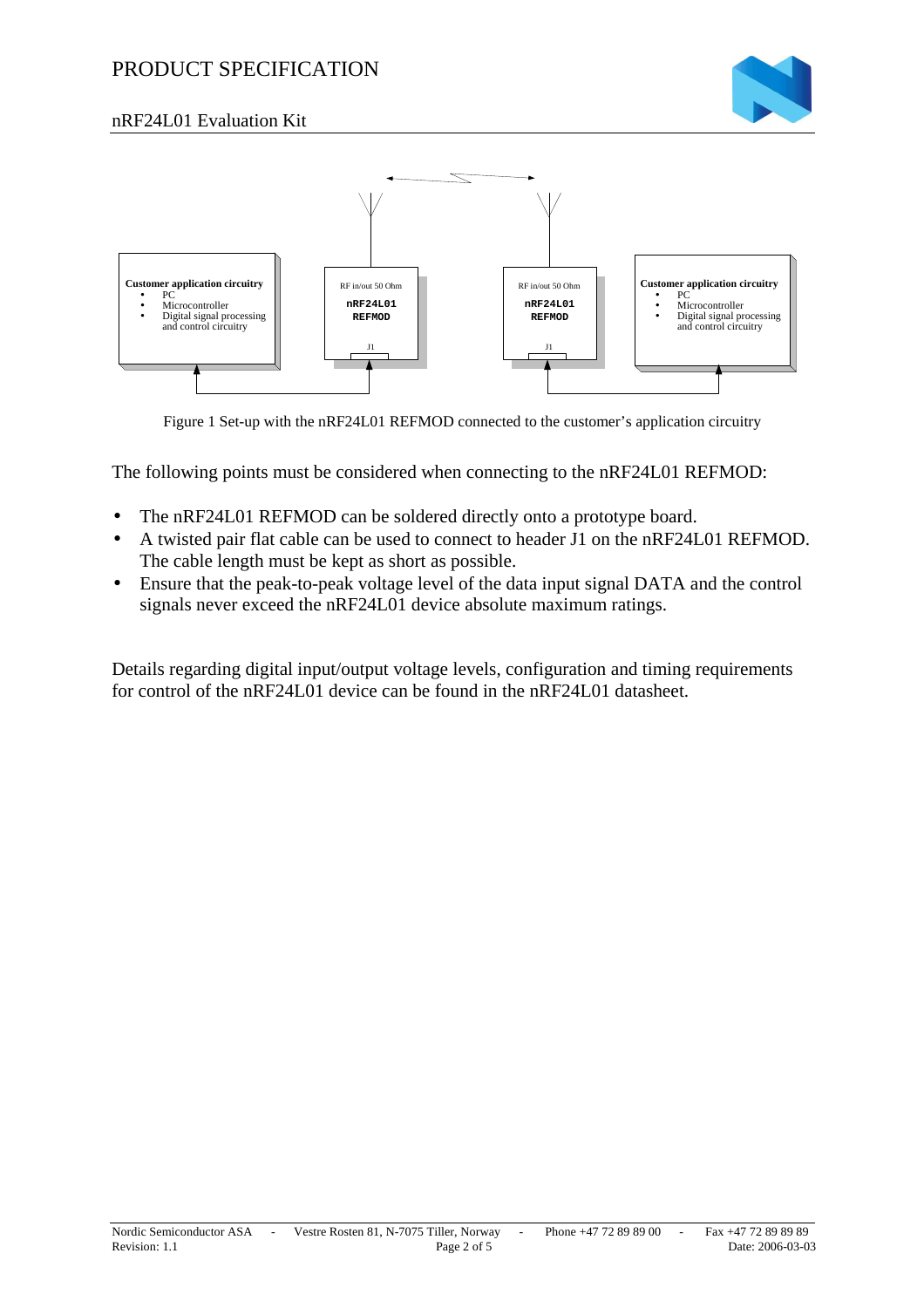Figure 1 Set-up with the nRF24L01 REFMOD connected to the customer's application circuitry

The following points must be considered when connecting to the nRF24L01 REFMOD:

- The nRF24L01 REFMOD can be soldered directly onto a prototype board.
- A twisted pair flat cable can be used to connect to header J1 on the nRF24L01 REFMOD. The cable length must be kept as short as possible.
- Ensure that the peak-to-peak voltage level of the data input signal DATA and the control signals never exceed the nRF24L01 device absolute maximum ratings.

Details regarding digital input/output voltage levels, configuration and timing requirements for control of the nRF24L01 device can be found in the nRF24L01 datasheet.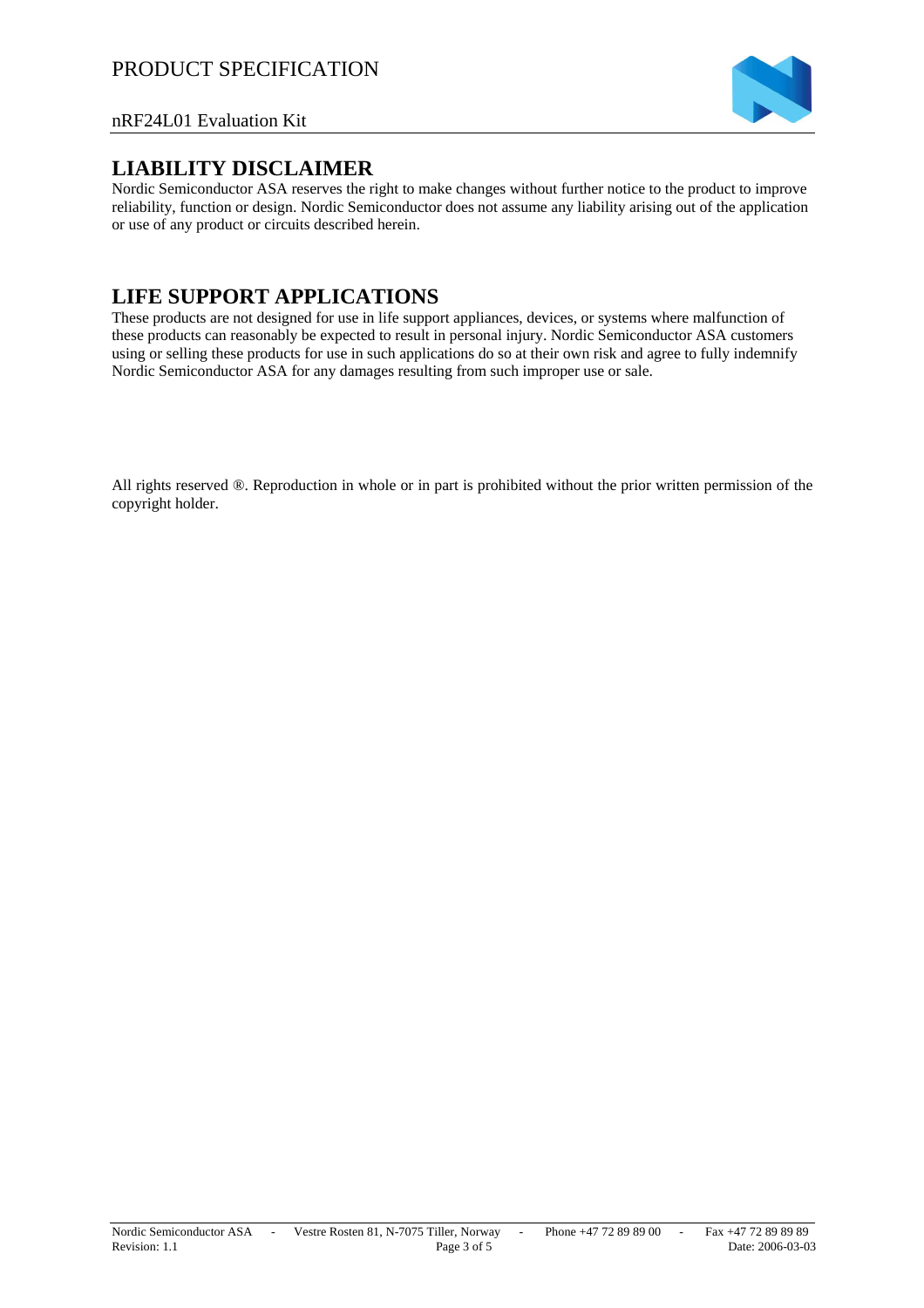## LIABILITY DISCLAIMER

Nordic Semiconductor ASA reserves the right to make changes without further notice to the product to improve reliability, function or design. Nordic Semiconductor does not assume any liability arising out of the application or use of any product or circuits described herein.

## LIFE SUPPORT APPLICATIONS

These products are not designed for use in life support appliances, devices, or systems where malfunction of these products can reasonably be expected to result in personal injury. Nordic Semiconductor ASA customers using or selling these products for use in such applications do so at their own risk and agree to fully indemnify Nordic Semiconductor ASA for any damages resulting from such improper use or sale.

All rights reserved ®. Reproduction in whole or in part is prohibited without the prior written permission of the copyright holder.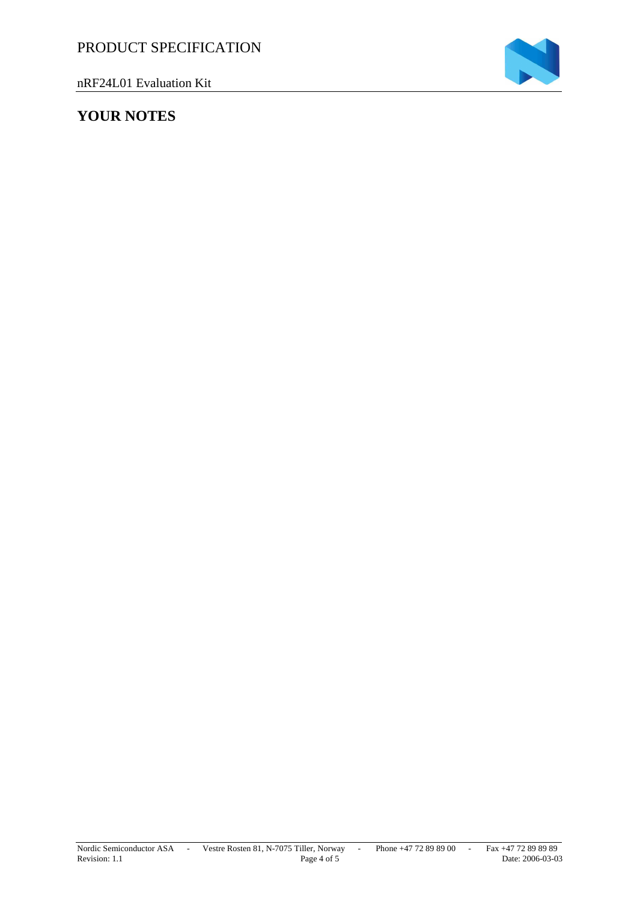# YOUR NOTES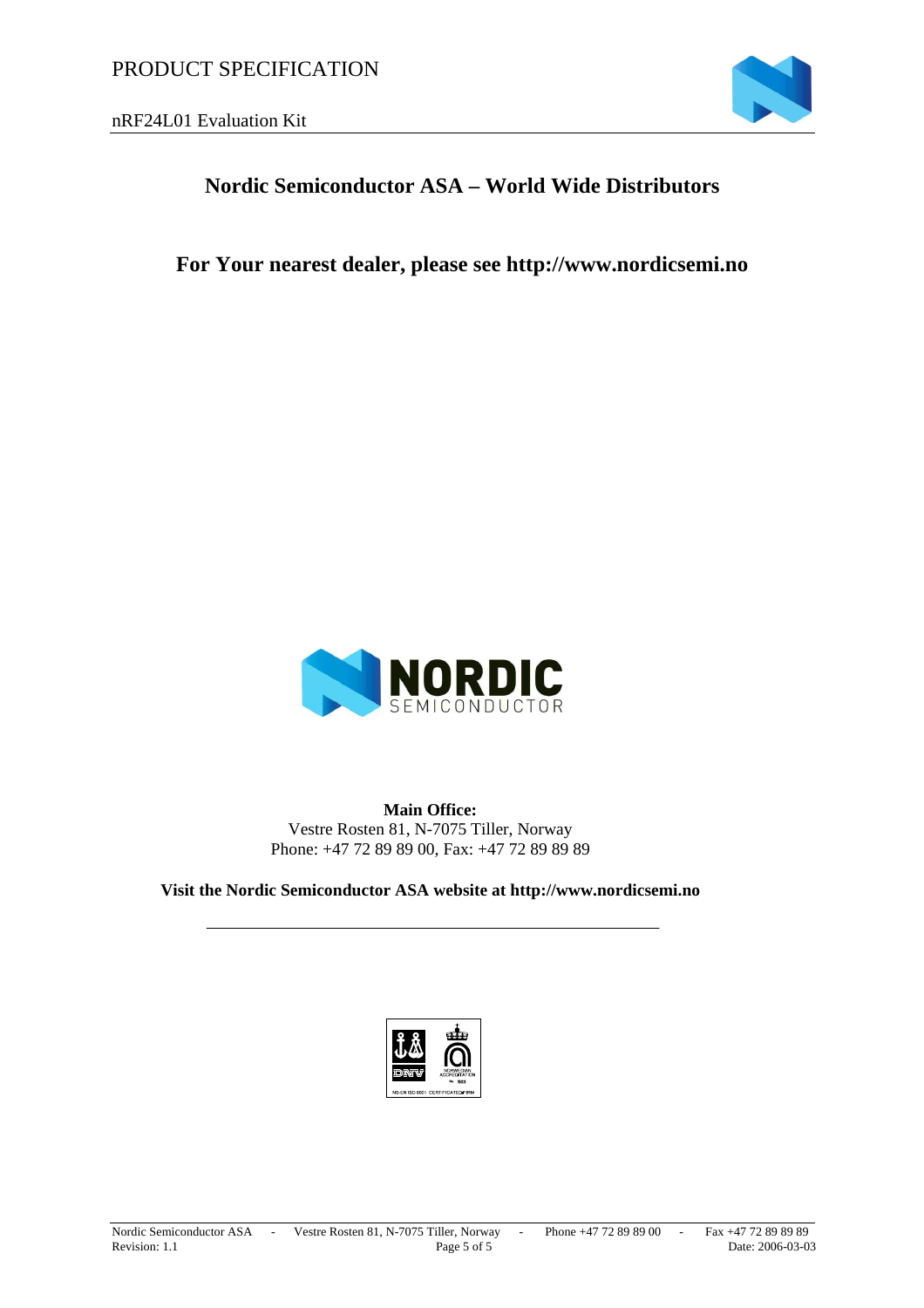## Nordic Semiconductor ASA – World Wide Distributors

**For Your nearest dealer, please see http://www.nordicsemi.no**

**Main Office:**
Vestre Rosten 81, N-7075 Tiller, Norway
Phone: +47 72 89 89 00, Fax: +47 72 89 89 89

**Visit the Nordic Semiconductor ASA website at http://www.nordicsemi.no**